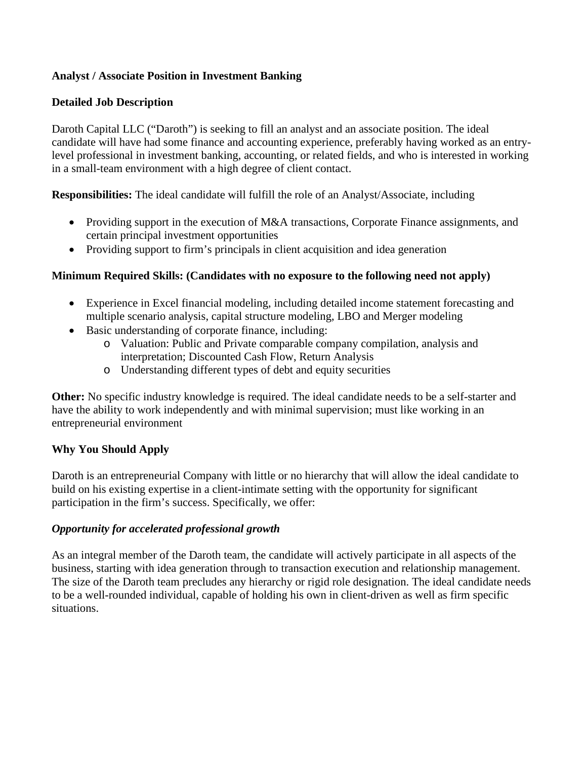**Analyst / Associate Position in Investment Banking**

**Detailed Job Description**

Daroth Capital LLC ("Daroth") is seeking to fill an analyst and an associate position. The ideal candidate will have had some finance and accounting experience, preferably having worked as an entry-level professional in investment banking, accounting, or related fields, and who is interested in working in a small-team environment with a high degree of client contact.

**Responsibilities:** The ideal candidate will fulfill the role of an Analyst/Associate, including

- Providing support in the execution of M&A transactions, Corporate Finance assignments, and certain principal investment opportunities
- Providing support to firm's principals in client acquisition and idea generation

**Minimum Required Skills: (Candidates with no exposure to the following need not apply)**

- Experience in Excel financial modeling, including detailed income statement forecasting and multiple scenario analysis, capital structure modeling, LBO and Merger modeling
- Basic understanding of corporate finance, including:
  - Valuation: Public and Private comparable company compilation, analysis and interpretation; Discounted Cash Flow, Return Analysis
  - Understanding different types of debt and equity securities

**Other:** No specific industry knowledge is required. The ideal candidate needs to be a self-starter and have the ability to work independently and with minimal supervision; must like working in an entrepreneurial environment

**Why You Should Apply**

Daroth is an entrepreneurial Company with little or no hierarchy that will allow the ideal candidate to build on his existing expertise in a client-intimate setting with the opportunity for significant participation in the firm's success. Specifically, we offer:

***Opportunity for accelerated professional growth***

As an integral member of the Daroth team, the candidate will actively participate in all aspects of the business, starting with idea generation through to transaction execution and relationship management. The size of the Daroth team precludes any hierarchy or rigid role designation. The ideal candidate needs to be a well-rounded individual, capable of holding his own in client-driven as well as firm specific situations.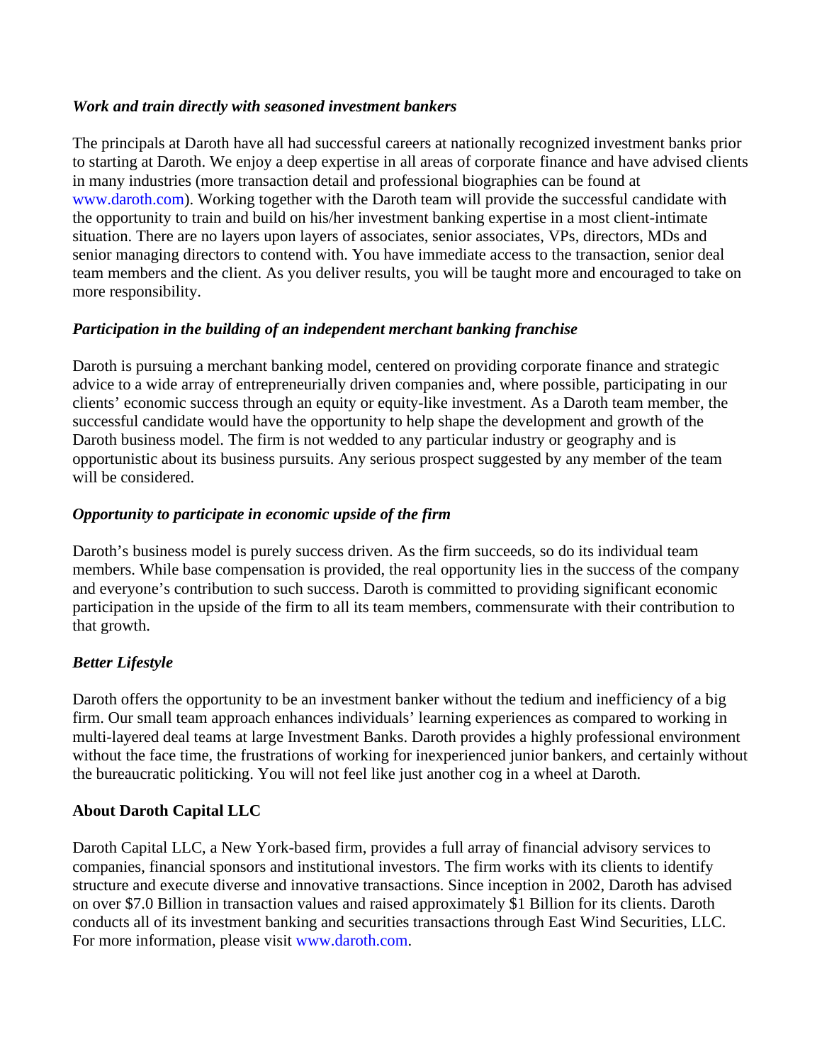***Work and train directly with seasoned investment bankers***

The principals at Daroth have all had successful careers at nationally recognized investment banks prior to starting at Daroth. We enjoy a deep expertise in all areas of corporate finance and have advised clients in many industries (more transaction detail and professional biographies can be found at www.daroth.com). Working together with the Daroth team will provide the successful candidate with the opportunity to train and build on his/her investment banking expertise in a most client-intimate situation. There are no layers upon layers of associates, senior associates, VPs, directors, MDs and senior managing directors to contend with. You have immediate access to the transaction, senior deal team members and the client. As you deliver results, you will be taught more and encouraged to take on more responsibility.

***Participation in the building of an independent merchant banking franchise***

Daroth is pursuing a merchant banking model, centered on providing corporate finance and strategic advice to a wide array of entrepreneurially driven companies and, where possible, participating in our clients' economic success through an equity or equity-like investment. As a Daroth team member, the successful candidate would have the opportunity to help shape the development and growth of the Daroth business model. The firm is not wedded to any particular industry or geography and is opportunistic about its business pursuits. Any serious prospect suggested by any member of the team will be considered.

***Opportunity to participate in economic upside of the firm***

Daroth's business model is purely success driven. As the firm succeeds, so do its individual team members. While base compensation is provided, the real opportunity lies in the success of the company and everyone's contribution to such success. Daroth is committed to providing significant economic participation in the upside of the firm to all its team members, commensurate with their contribution to that growth.

***Better Lifestyle***

Daroth offers the opportunity to be an investment banker without the tedium and inefficiency of a big firm. Our small team approach enhances individuals' learning experiences as compared to working in multi-layered deal teams at large Investment Banks. Daroth provides a highly professional environment without the face time, the frustrations of working for inexperienced junior bankers, and certainly without the bureaucratic politicking. You will not feel like just another cog in a wheel at Daroth.

**About Daroth Capital LLC**

Daroth Capital LLC, a New York-based firm, provides a full array of financial advisory services to companies, financial sponsors and institutional investors. The firm works with its clients to identify structure and execute diverse and innovative transactions. Since inception in 2002, Daroth has advised on over $7.0 Billion in transaction values and raised approximately $1 Billion for its clients. Daroth conducts all of its investment banking and securities transactions through East Wind Securities, LLC. For more information, please visit www.daroth.com.